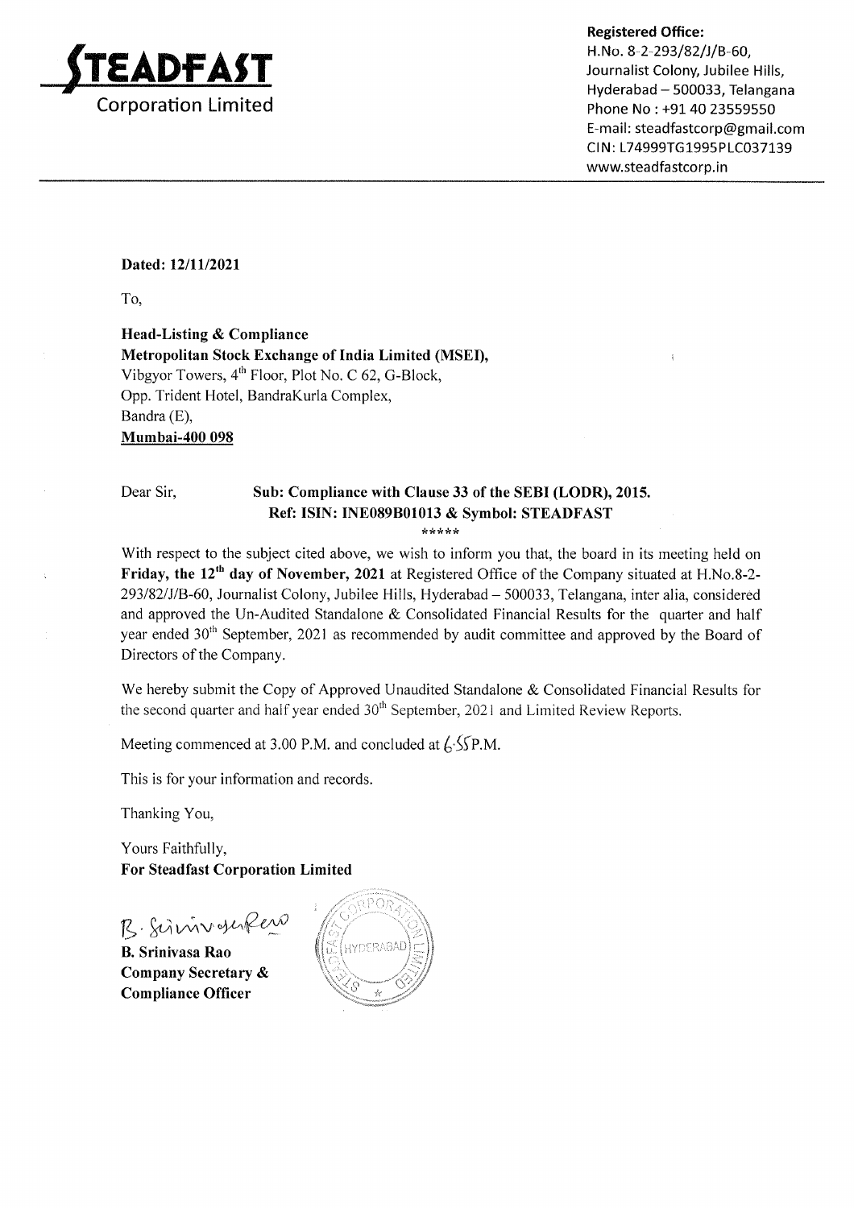**STEADFAST**
Corporation Limited

**Registered Office:**
H.No. 8-2-293/82/J/B-60,
Journalist Colony, Jubilee Hills,
Hyderabad – 500033, Telangana
Phone No : +91 40 23559550
E-mail: steadfastcorp@gmail.com
CIN: L74999TG1995PLC037139
www.steadfastcorp.in

**Dated: 12/11/2021**

To,

**Head-Listing & Compliance**
**Metropolitan Stock Exchange of India Limited (MSEI),**
Vibgyor Towers, 4th Floor, Plot No. C 62, G-Block,
Opp. Trident Hotel, BandraKurla Complex,
Bandra (E),
**Mumbai-400 098**

Dear Sir,

**Sub: Compliance with Clause 33 of the SEBI (LODR), 2015.**
**Ref: ISIN: INE089B01013 & Symbol: STEADFAST**

\*\*\*\*\*

With respect to the subject cited above, we wish to inform you that, the board in its meeting held on **Friday, the 12th day of November, 2021** at Registered Office of the Company situated at H.No.8-2-293/82/J/B-60, Journalist Colony, Jubilee Hills, Hyderabad – 500033, Telangana, inter alia, considered and approved the Un-Audited Standalone & Consolidated Financial Results for the quarter and half year ended 30th September, 2021 as recommended by audit committee and approved by the Board of Directors of the Company.

We hereby submit the Copy of Approved Unaudited Standalone & Consolidated Financial Results for the second quarter and half year ended 30th September, 2021 and Limited Review Reports.

Meeting commenced at 3.00 P.M. and concluded at 6.55P.M.

This is for your information and records.

Thanking You,

Yours Faithfully,
**For Steadfast Corporation Limited**

B. Srinivasa Rao

**B. Srinivasa Rao**
**Company Secretary &**
**Compliance Officer**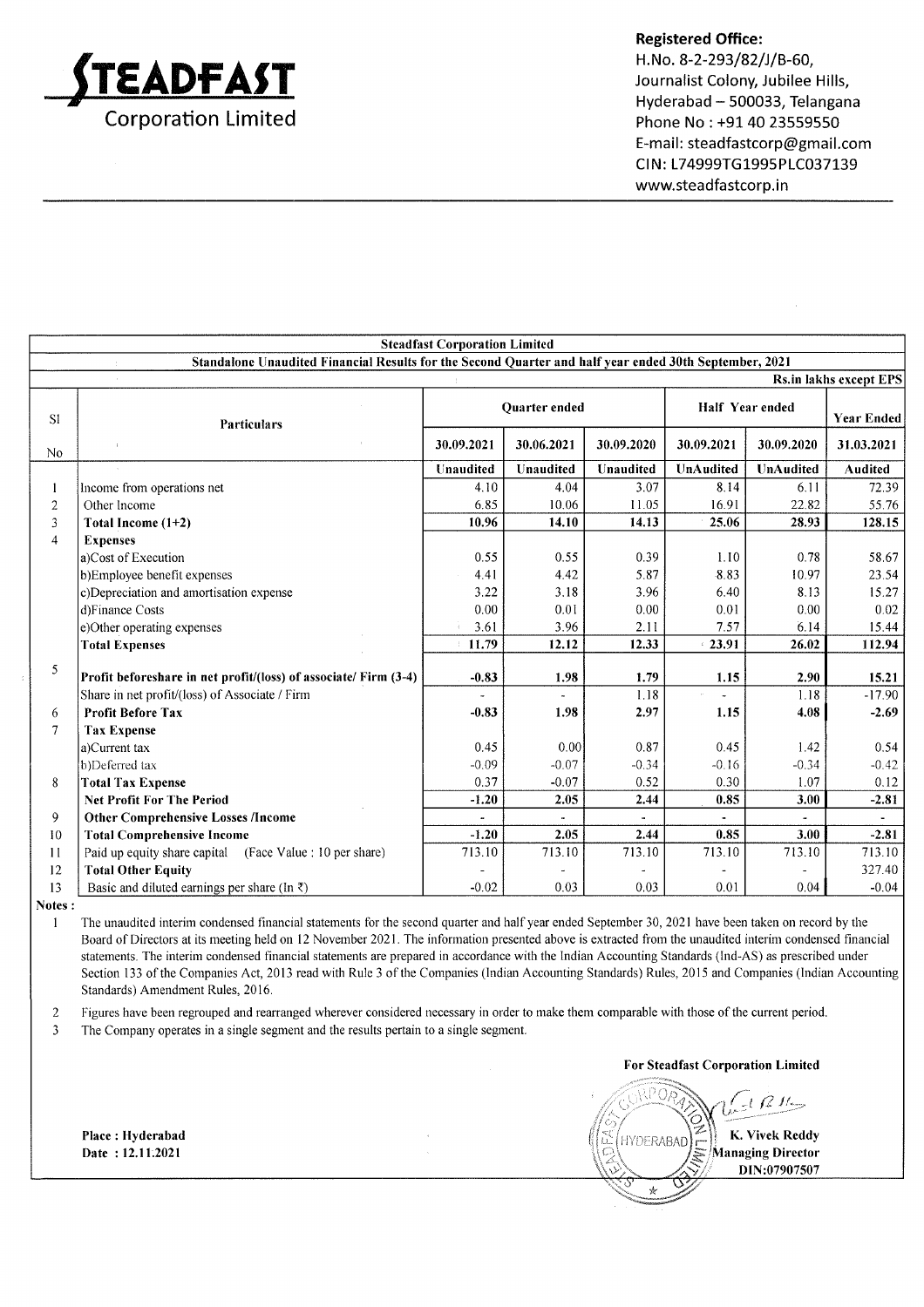# STEADFAST Corporation Limited

**Registered Office:**
H.No. 8-2-293/82/J/B-60,
Journalist Colony, Jubilee Hills,
Hyderabad – 500033, Telangana
Phone No : +91 40 23559550
E-mail: steadfastcorp@gmail.com
CIN: L74999TG1995PLC037139
www.steadfastcorp.in

**Steadfast Corporation Limited**

**Standalone Unaudited Financial Results for the Second Quarter and half year ended 30th September, 2021**

**Rs.in lakhs except EPS**

| Sl No | Particulars | Quarter ended | | | Half Year ended | | Year Ended |
|---|---|---|---|---|---|---|---|
| | | 30.09.2021 | 30.06.2021 | 30.09.2020 | 30.09.2021 | 30.09.2020 | 31.03.2021 |
| | | Unaudited | Unaudited | Unaudited | UnAudited | UnAudited | Audited |
| 1 | Income from operations net | 4.10 | 4.04 | 3.07 | 8.14 | 6.11 | 72.39 |
| 2 | Other Income | 6.85 | 10.06 | 11.05 | 16.91 | 22.82 | 55.76 |
| 3 | **Total Income (1+2)** | **10.96** | **14.10** | **14.13** | **25.06** | **28.93** | **128.15** |
| 4 | **Expenses** | | | | | | |
| | a)Cost of Execution | 0.55 | 0.55 | 0.39 | 1.10 | 0.78 | 58.67 |
| | b)Employee benefit expenses | 4.41 | 4.42 | 5.87 | 8.83 | 10.97 | 23.54 |
| | c)Depreciation and amortisation expense | 3.22 | 3.18 | 3.96 | 6.40 | 8.13 | 15.27 |
| | d)Finance Costs | 0.00 | 0.01 | 0.00 | 0.01 | 0.00 | 0.02 |
| | e)Other operating expenses | 3.61 | 3.96 | 2.11 | 7.57 | 6.14 | 15.44 |
| | **Total Expenses** | **11.79** | **12.12** | **12.33** | **23.91** | **26.02** | **112.94** |
| 5 | **Profit beforeshare in net profit/(loss) of associate/ Firm (3-4)** | **-0.83** | **1.98** | **1.79** | **1.15** | **2.90** | **15.21** |
| | Share in net profit/(loss) of Associate / Firm | - | - | 1.18 | - | 1.18 | -17.90 |
| 6 | **Profit Before Tax** | **-0.83** | **1.98** | **2.97** | **1.15** | **4.08** | **-2.69** |
| 7 | **Tax Expense** | | | | | | |
| | a)Current tax | 0.45 | 0.00 | 0.87 | 0.45 | 1.42 | 0.54 |
| | b)Deferred tax | -0.09 | -0.07 | -0.34 | -0.16 | -0.34 | -0.42 |
| 8 | **Total Tax Expense** | 0.37 | -0.07 | 0.52 | 0.30 | 1.07 | 0.12 |
| | **Net Profit For The Period** | **-1.20** | **2.05** | **2.44** | **0.85** | **3.00** | **-2.81** |
| 9 | **Other Comprehensive Losses /Income** | - | - | - | - | - | - |
| 10 | **Total Comprehensive Income** | **-1.20** | **2.05** | **2.44** | **0.85** | **3.00** | **-2.81** |
| 11 | Paid up equity share capital (Face Value : 10 per share) | 713.10 | 713.10 | 713.10 | 713.10 | 713.10 | 713.10 |
| 12 | **Total Other Equity** | - | - | - | - | - | 327.40 |
| 13 | Basic and diluted earnings per share (In ₹) | -0.02 | 0.03 | 0.03 | 0.01 | 0.04 | -0.04 |

**Notes :**

1. The unaudited interim condensed financial statements for the second quarter and half year ended September 30, 2021 have been taken on record by the Board of Directors at its meeting held on 12 November 2021. The information presented above is extracted from the unaudited interim condensed financial statements. The interim condensed financial statements are prepared in accordance with the Indian Accounting Standards (Ind-AS) as prescribed under Section 133 of the Companies Act, 2013 read with Rule 3 of the Companies (Indian Accounting Standards) Rules, 2015 and Companies (Indian Accounting Standards) Amendment Rules, 2016.
2. Figures have been regrouped and rearranged wherever considered necessary in order to make them comparable with those of the current period.
3. The Company operates in a single segment and the results pertain to a single segment.

**For Steadfast Corporation Limited**

**K. Vivek Reddy**
**Managing Director**
**DIN:07907507**

**Place : Hyderabad**
**Date : 12.11.2021**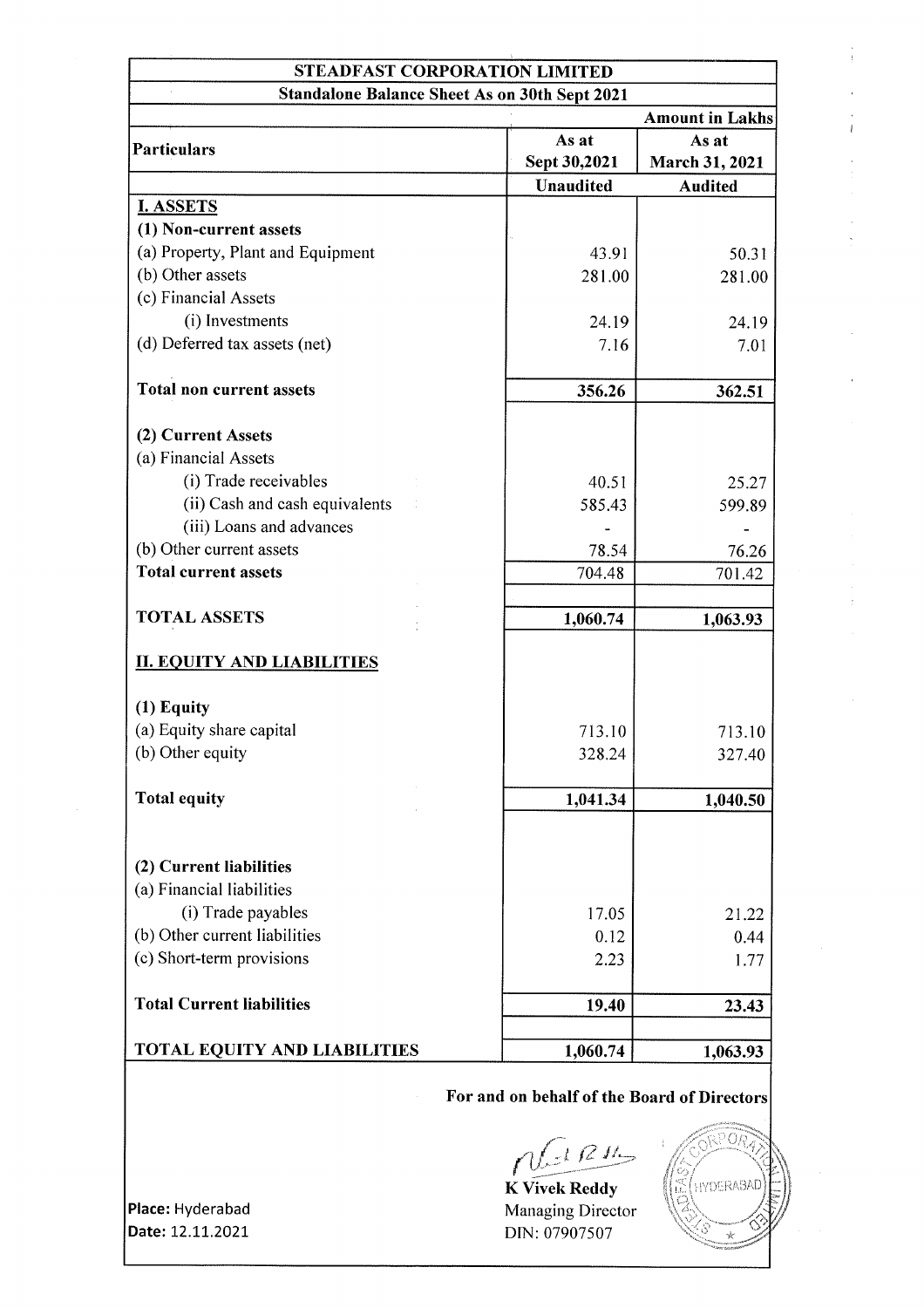# STEADFAST CORPORATION LIMITED

## Standalone Balance Sheet As on 30th Sept 2021

| Particulars | As at Sept 30,2021 | As at March 31, 2021 |
|---|---|---|
| | | **Amount in Lakhs** |
| | **Unaudited** | **Audited** |
| **I. ASSETS** | | |
| **(1) Non-current assets** | | |
| (a) Property, Plant and Equipment | 43.91 | 50.31 |
| (b) Other assets | 281.00 | 281.00 |
| (c) Financial Assets | | |
| (i) Investments | 24.19 | 24.19 |
| (d) Deferred tax assets (net) | 7.16 | 7.01 |
| **Total non current assets** | **356.26** | **362.51** |
| **(2) Current Assets** | | |
| (a) Financial Assets | | |
| (i) Trade receivables | 40.51 | 25.27 |
| (ii) Cash and cash equivalents | 585.43 | 599.89 |
| (iii) Loans and advances | - | - |
| (b) Other current assets | 78.54 | 76.26 |
| **Total current assets** | 704.48 | 701.42 |
| **TOTAL ASSETS** | **1,060.74** | **1,063.93** |
| **II. EQUITY AND LIABILITIES** | | |
| **(1) Equity** | | |
| (a) Equity share capital | 713.10 | 713.10 |
| (b) Other equity | 328.24 | 327.40 |
| **Total equity** | **1,041.34** | **1,040.50** |
| **(2) Current liabilities** | | |
| (a) Financial liabilities | | |
| (i) Trade payables | 17.05 | 21.22 |
| (b) Other current liabilities | 0.12 | 0.44 |
| (c) Short-term provisions | 2.23 | 1.77 |
| **Total Current liabilities** | **19.40** | **23.43** |
| **TOTAL EQUITY AND LIABILITIES** | **1,060.74** | **1,063.93** |

**For and on behalf of the Board of Directors**

**K Vivek Reddy**
Managing Director
DIN: 07907507

**Place:** Hyderabad
**Date:** 12.11.2021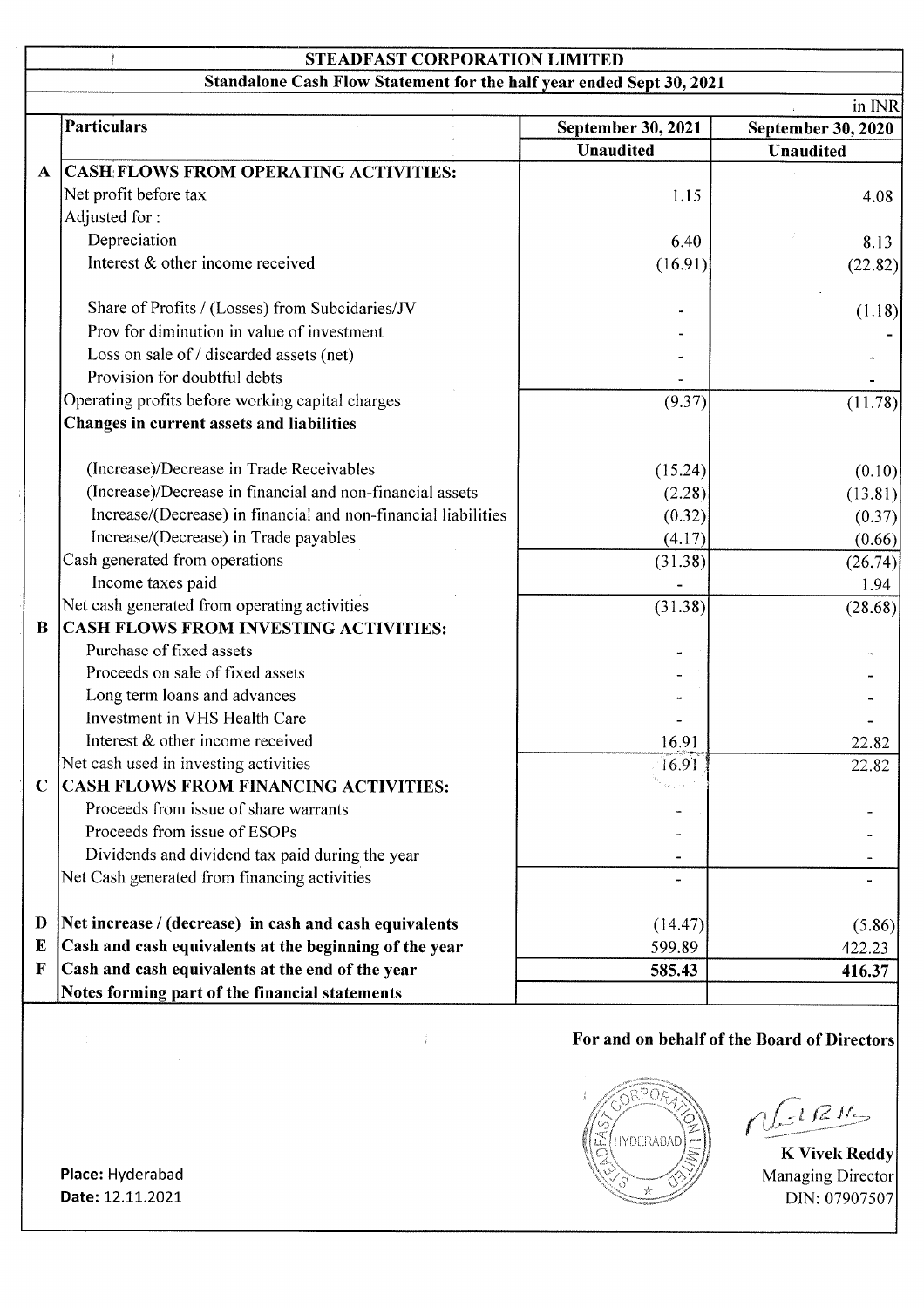# STEADFAST CORPORATION LIMITED

## Standalone Cash Flow Statement for the half year ended Sept 30, 2021

in INR

| | Particulars | September 30, 2021 | September 30, 2020 |
|---|---|---|---|
| | | Unaudited | Unaudited |
| **A** | **CASH FLOWS FROM OPERATING ACTIVITIES:** | | |
| | Net profit before tax | 1.15 | 4.08 |
| | Adjusted for : | | |
| | Depreciation | 6.40 | 8.13 |
| | Interest & other income received | (16.91) | (22.82) |
| | Share of Profits / (Losses) from Subcidaries/JV | - | (1.18) |
| | Prov for diminution in value of investment | - | - |
| | Loss on sale of / discarded assets (net) | - | - |
| | Provision for doubtful debts | - | - |
| | Operating profits before working capital charges | (9.37) | (11.78) |
| | **Changes in current assets and liabilities** | | |
| | (Increase)/Decrease in Trade Receivables | (15.24) | (0.10) |
| | (Increase)/Decrease in financial and non-financial assets | (2.28) | (13.81) |
| | Increase/(Decrease) in financial and non-financial liabilities | (0.32) | (0.37) |
| | Increase/(Decrease) in Trade payables | (4.17) | (0.66) |
| | Cash generated from operations | (31.38) | (26.74) |
| | Income taxes paid | - | 1.94 |
| | Net cash generated from operating activities | (31.38) | (28.68) |
| **B** | **CASH FLOWS FROM INVESTING ACTIVITIES:** | | |
| | Purchase of fixed assets | - | - |
| | Proceeds on sale of fixed assets | - | - |
| | Long term loans and advances | - | - |
| | Investment in VHS Health Care | - | - |
| | Interest & other income received | 16.91 | 22.82 |
| | Net cash used in investing activities | 16.91 | 22.82 |
| **C** | **CASH FLOWS FROM FINANCING ACTIVITIES:** | | |
| | Proceeds from issue of share warrants | - | - |
| | Proceeds from issue of ESOPs | - | - |
| | Dividends and dividend tax paid during the year | - | - |
| | Net Cash generated from financing activities | - | - |
| **D** | **Net increase / (decrease) in cash and cash equivalents** | (14.47) | (5.86) |
| **E** | **Cash and cash equivalents at the beginning of the year** | 599.89 | 422.23 |
| **F** | **Cash and cash equivalents at the end of the year** | **585.43** | **416.37** |
| | **Notes forming part of the financial statements** | | |

**For and on behalf of the Board of Directors**

**K Vivek Reddy**
Managing Director
DIN: 07907507

**Place:** Hyderabad
**Date:** 12.11.2021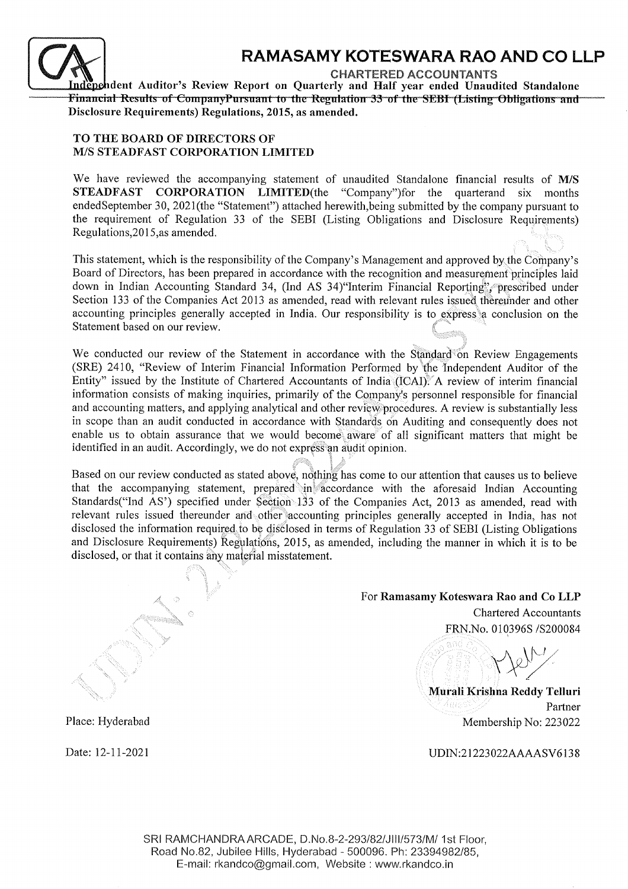# RAMASAMY KOTESWARA RAO AND CO LLP

CHARTERED ACCOUNTANTS

**Independent Auditor's Review Report on Quarterly and Half year ended Unaudited Standalone Financial Results of CompanyPursuant to the Regulation 33 of the SEBI (Listing Obligations and Disclosure Requirements) Regulations, 2015, as amended.**

**TO THE BOARD OF DIRECTORS OF**
**M/S STEADFAST CORPORATION LIMITED**

We have reviewed the accompanying statement of unaudited Standalone financial results of **M/S STEADFAST CORPORATION LIMITED**(the "Company")for the quarterand six months endedSeptember 30, 2021(the "Statement") attached herewith,being submitted by the company pursuant to the requirement of Regulation 33 of the SEBI (Listing Obligations and Disclosure Requirements) Regulations,2015,as amended.

This statement, which is the responsibility of the Company's Management and approved by the Company's Board of Directors, has been prepared in accordance with the recognition and measurement principles laid down in Indian Accounting Standard 34, (Ind AS 34)"Interim Financial Reporting", prescribed under Section 133 of the Companies Act 2013 as amended, read with relevant rules issued thereunder and other accounting principles generally accepted in India. Our responsibility is to express a conclusion on the Statement based on our review.

We conducted our review of the Statement in accordance with the Standard on Review Engagements (SRE) 2410, "Review of Interim Financial Information Performed by the Independent Auditor of the Entity" issued by the Institute of Chartered Accountants of India (ICAI). A review of interim financial information consists of making inquiries, primarily of the Company's personnel responsible for financial and accounting matters, and applying analytical and other review procedures. A review is substantially less in scope than an audit conducted in accordance with Standards on Auditing and consequently does not enable us to obtain assurance that we would become aware of all significant matters that might be identified in an audit. Accordingly, we do not express an audit opinion.

Based on our review conducted as stated above, nothing has come to our attention that causes us to believe that the accompanying statement, prepared in accordance with the aforesaid Indian Accounting Standards("Ind AS') specified under Section 133 of the Companies Act, 2013 as amended, read with relevant rules issued thereunder and other accounting principles generally accepted in India, has not disclosed the information required to be disclosed in terms of Regulation 33 of SEBI (Listing Obligations and Disclosure Requirements) Regulations, 2015, as amended, including the manner in which it is to be disclosed, or that it contains any material misstatement.

For **Ramasamy Koteswara Rao and Co LLP**
Chartered Accountants
FRN.No. 010396S /S200084

**Murali Krishna Reddy Telluri**
Partner
Membership No: 223022

Place: Hyderabad

Date: 12-11-2021

UDIN:21223022AAAASV6138

SRI RAMCHANDRA ARCADE, D.No.8-2-293/82/JIII/573/M/ 1st Floor, Road No.82, Jubilee Hills, Hyderabad - 500096. Ph: 23394982/85, E-mail: rkandco@gmail.com, Website : www.rkandco.in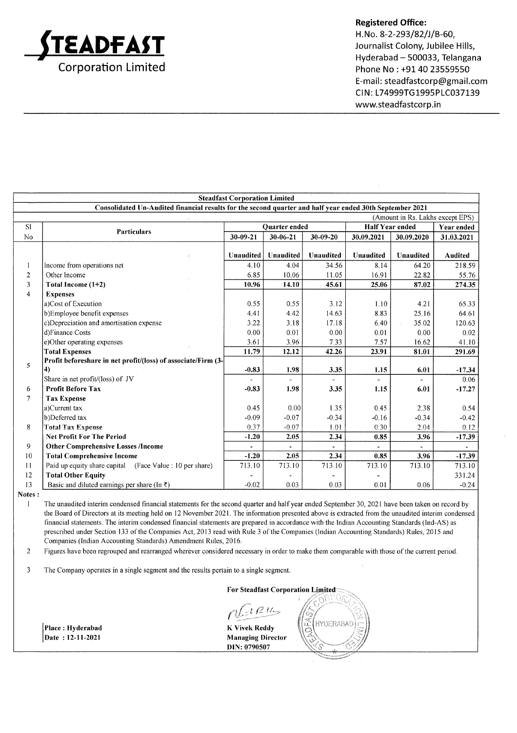# STEADFAST Corporation Limited

**Registered Office:**
H.No. 8-2-293/82/J/B-60,
Journalist Colony, Jubilee Hills,
Hyderabad – 500033, Telangana
Phone No : +91 40 23559550
E-mail: steadfastcorp@gmail.com
CIN: L74999TG1995PLC037139
www.steadfastcorp.in

**Steadfast Corporation Limited**

**Consolidated Un-Audited financial results for the second quarter and half year ended 30th September 2021**

(Amount in Rs. Lakhs except EPS)

| Sl No | Particulars | Quarter ended | | | Half Year ended | | Year ended |
|---|---|---|---|---|---|---|---|
| | | 30-09-21 | 30-06-21 | 30-09-20 | 30.09.2021 | 30.09.2020 | 31.03.2021 |
| | | Unaudited | Unaudited | Unaudited | Unaudited | Unaudited | Audited |
| 1 | Income from operations net | 4.10 | 4.04 | 34.56 | 8.14 | 64.20 | 218.59 |
| 2 | Other Income | 6.85 | 10.06 | 11.05 | 16.91 | 22.82 | 55.76 |
| 3 | **Total Income (1+2)** | **10.96** | **14.10** | **45.61** | **25.06** | **87.02** | **274.35** |
| 4 | **Expenses** | | | | | | |
| | a)Cost of Execution | 0.55 | 0.55 | 3.12 | 1.10 | 4.21 | 65.33 |
| | b)Employee benefit expenses | 4.41 | 4.42 | 14.63 | 8.83 | 25.16 | 64.61 |
| | c)Depreciation and amortisation expense | 3.22 | 3.18 | 17.18 | 6.40 | 35.02 | 120.63 |
| | d)Finance Costs | 0.00 | 0.01 | 0.00 | 0.01 | 0.00 | 0.02 |
| | e)Other operating expenses | 3.61 | 3.96 | 7.33 | 7.57 | 16.62 | 41.10 |
| | **Total Expenses** | **11.79** | **12.12** | **42.26** | **23.91** | **81.01** | **291.69** |
| 5 | **Profit beforeshare in net profit/(loss) of associate/Firm (3-4)** | **-0.83** | **1.98** | **3.35** | **1.15** | **6.01** | **-17.34** |
| | Share in net profit/(loss) of JV | - | - | - | - | - | 0.06 |
| 6 | **Profit Before Tax** | **-0.83** | **1.98** | **3.35** | **1.15** | **6.01** | **-17.27** |
| 7 | **Tax Expense** | | | | | | |
| | a)Current tax | 0.45 | 0.00 | 1.35 | 0.45 | 2.38 | 0.54 |
| | b)Deferred tax | -0.09 | -0.07 | -0.34 | -0.16 | -0.34 | -0.42 |
| 8 | **Total Tax Expense** | 0.37 | -0.07 | 1.01 | 0.30 | 2.04 | 0.12 |
| | **Net Profit For The Period** | **-1.20** | **2.05** | **2.34** | **0.85** | **3.96** | **-17.39** |
| 9 | **Other Comprehensive Losses /Income** | - | - | - | - | - | - |
| 10 | **Total Comprehensive Income** | **-1.20** | **2.05** | **2.34** | **0.85** | **3.96** | **-17.39** |
| 11 | Paid up equity share capital (Face Value : 10 per share) | 713.10 | 713.10 | 713.10 | 713.10 | 713.10 | 713.10 |
| 12 | **Total Other Equity** | - | - | - | - | | 331.24 |
| 13 | Basic and diluted earnings per share (In ₹) | -0.02 | 0.03 | 0.03 | 0.01 | 0.06 | -0.24 |

**Notes :**

1. The unaudited interim condensed financial statements for the second quarter and half year ended September 30, 2021 have been taken on record by the Board of Directors at its meeting held on 12 November 2021. The information presented above is extracted from the unaudited interim condensed financial statements. The interim condensed financial statements are prepared in accordance with the Indian Accounting Standards (Ind-AS) as prescribed under Section 133 of the Companies Act, 2013 read with Rule 3 of the Companies (Indian Accounting Standards) Rules, 2015 and Companies (Indian Accounting Standards) Amendment Rules, 2016.
2. Figures have been regrouped and rearranged wherever considered necessary in order to make them comparable with those of the current period.
3. The Company operates in a single segment and the results pertain to a single segment.

**For Steadfast Corporation Limited**

**Place : Hyderabad**
**Date : 12-11-2021**

**K Vivek Reddy**
**Managing Director**
**DIN: 0790507**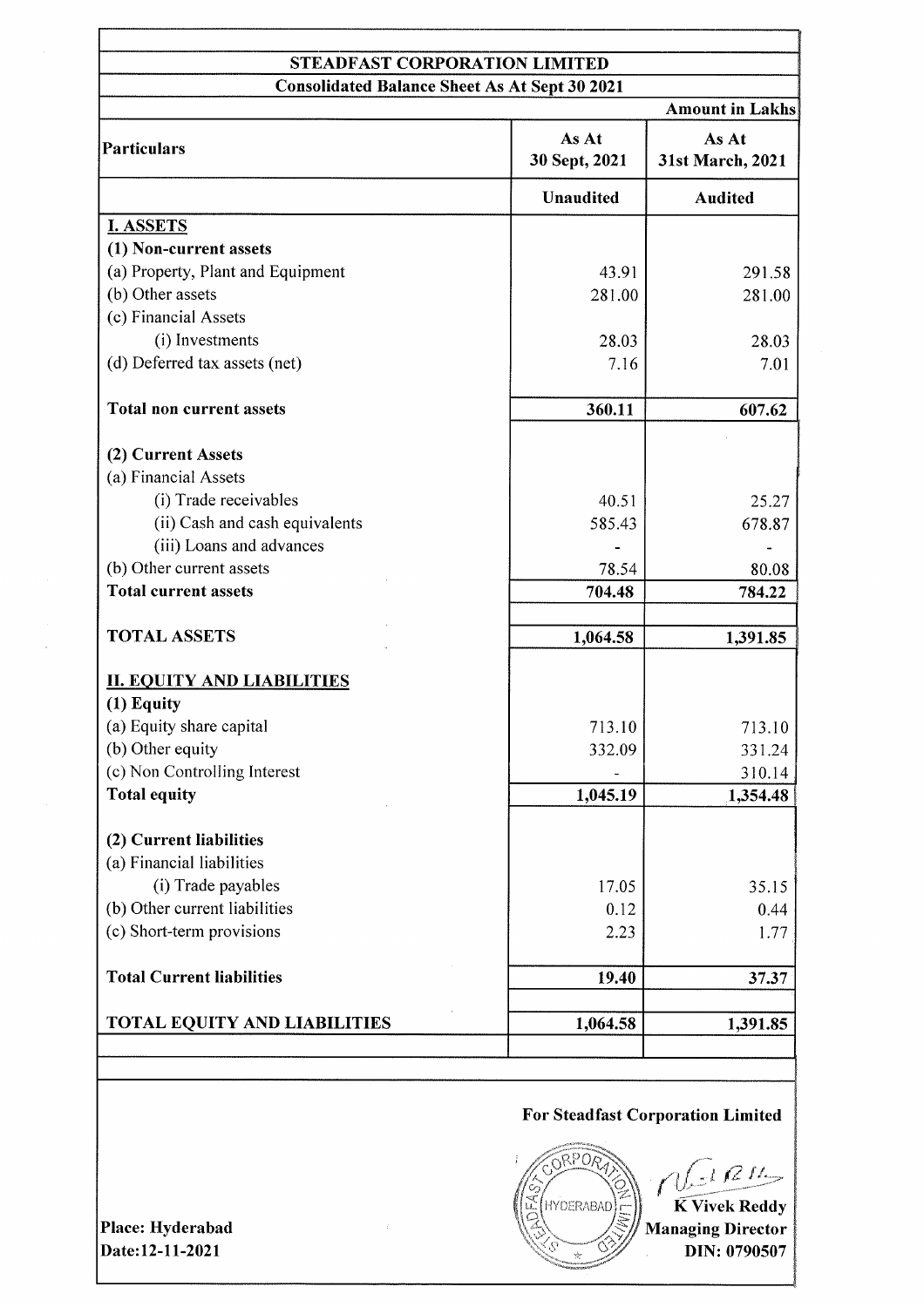# STEADFAST CORPORATION LIMITED

## Consolidated Balance Sheet As At Sept 30 2021

| Particulars | As At 30 Sept, 2021 | As At 31st March, 2021 |
|---|---|---|
| | **Unaudited** | **Audited** |
| **I. ASSETS** | | |
| **(1) Non-current assets** | | |
| (a) Property, Plant and Equipment | 43.91 | 291.58 |
| (b) Other assets | 281.00 | 281.00 |
| (c) Financial Assets | | |
| (i) Investments | 28.03 | 28.03 |
| (d) Deferred tax assets (net) | 7.16 | 7.01 |
| **Total non current assets** | **360.11** | **607.62** |
| **(2) Current Assets** | | |
| (a) Financial Assets | | |
| (i) Trade receivables | 40.51 | 25.27 |
| (ii) Cash and cash equivalents | 585.43 | 678.87 |
| (iii) Loans and advances | - | - |
| (b) Other current assets | 78.54 | 80.08 |
| **Total current assets** | **704.48** | **784.22** |
| **TOTAL ASSETS** | **1,064.58** | **1,391.85** |
| **II. EQUITY AND LIABILITIES** | | |
| **(1) Equity** | | |
| (a) Equity share capital | 713.10 | 713.10 |
| (b) Other equity | 332.09 | 331.24 |
| (c) Non Controlling Interest | - | 310.14 |
| **Total equity** | **1,045.19** | **1,354.48** |
| **(2) Current liabilities** | | |
| (a) Financial liabilities | | |
| (i) Trade payables | 17.05 | 35.15 |
| (b) Other current liabilities | 0.12 | 0.44 |
| (c) Short-term provisions | 2.23 | 1.77 |
| **Total Current liabilities** | **19.40** | **37.37** |
| **TOTAL EQUITY AND LIABILITIES** | **1,064.58** | **1,391.85** |

Amount in Lakhs

**For Steadfast Corporation Limited**

**K Vivek Reddy**
**Managing Director**
**DIN: 0790507**

**Place: Hyderabad**
**Date:12-11-2021**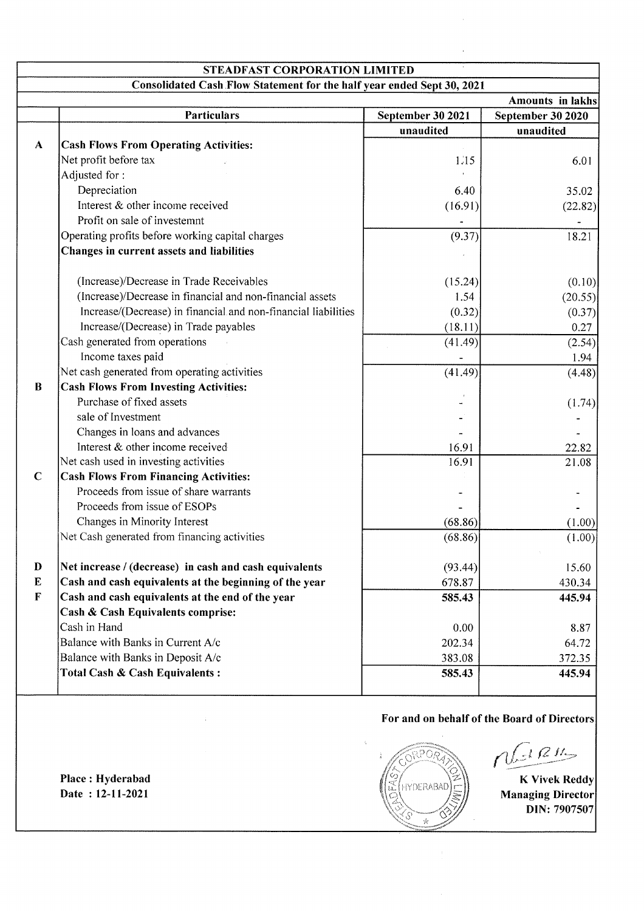# STEADFAST CORPORATION LIMITED

## Consolidated Cash Flow Statement for the half year ended Sept 30, 2021

Amounts in lakhs

| | Particulars | September 30 2021 | September 30 2020 |
|---|---|---|---|
| | | unaudited | unaudited |
| **A** | **Cash Flows From Operating Activities:** | | |
| | Net profit before tax | 1.15 | 6.01 |
| | Adjusted for : | | |
| | Depreciation | 6.40 | 35.02 |
| | Interest & other income received | (16.91) | (22.82) |
| | Profit on sale of investemnt | - | - |
| | Operating profits before working capital charges | (9.37) | 18.21 |
| | **Changes in current assets and liabilities** | | |
| | (Increase)/Decrease in Trade Receivables | (15.24) | (0.10) |
| | (Increase)/Decrease in financial and non-financial assets | 1.54 | (20.55) |
| | Increase/(Decrease) in financial and non-financial liabilities | (0.32) | (0.37) |
| | Increase/(Decrease) in Trade payables | (18.11) | 0.27 |
| | Cash generated from operations | (41.49) | (2.54) |
| | Income taxes paid | - | 1.94 |
| | Net cash generated from operating activities | (41.49) | (4.48) |
| **B** | **Cash Flows From Investing Activities:** | | |
| | Purchase of fixed assets | - | (1.74) |
| | sale of Investment | - | - |
| | Changes in loans and advances | - | - |
| | Interest & other income received | 16.91 | 22.82 |
| | Net cash used in investing activities | 16.91 | 21.08 |
| **C** | **Cash Flows From Financing Activities:** | | |
| | Proceeds from issue of share warrants | - | - |
| | Proceeds from issue of ESOPs | - | - |
| | Changes in Minority Interest | (68.86) | (1.00) |
| | Net Cash generated from financing activities | (68.86) | (1.00) |
| **D** | **Net increase / (decrease) in cash and cash equivalents** | (93.44) | 15.60 |
| **E** | **Cash and cash equivalents at the beginning of the year** | 678.87 | 430.34 |
| **F** | **Cash and cash equivalents at the end of the year** | **585.43** | **445.94** |
| | **Cash & Cash Equivalents comprise:** | | |
| | Cash in Hand | 0.00 | 8.87 |
| | Balance with Banks in Current A/c | 202.34 | 64.72 |
| | Balance with Banks in Deposit A/c | 383.08 | 372.35 |
| | **Total Cash & Cash Equivalents :** | **585.43** | **445.94** |

**For and on behalf of the Board of Directors**

**Place : Hyderabad**
**Date : 12-11-2021**

**K Vivek Reddy**
**Managing Director**
**DIN: 7907507**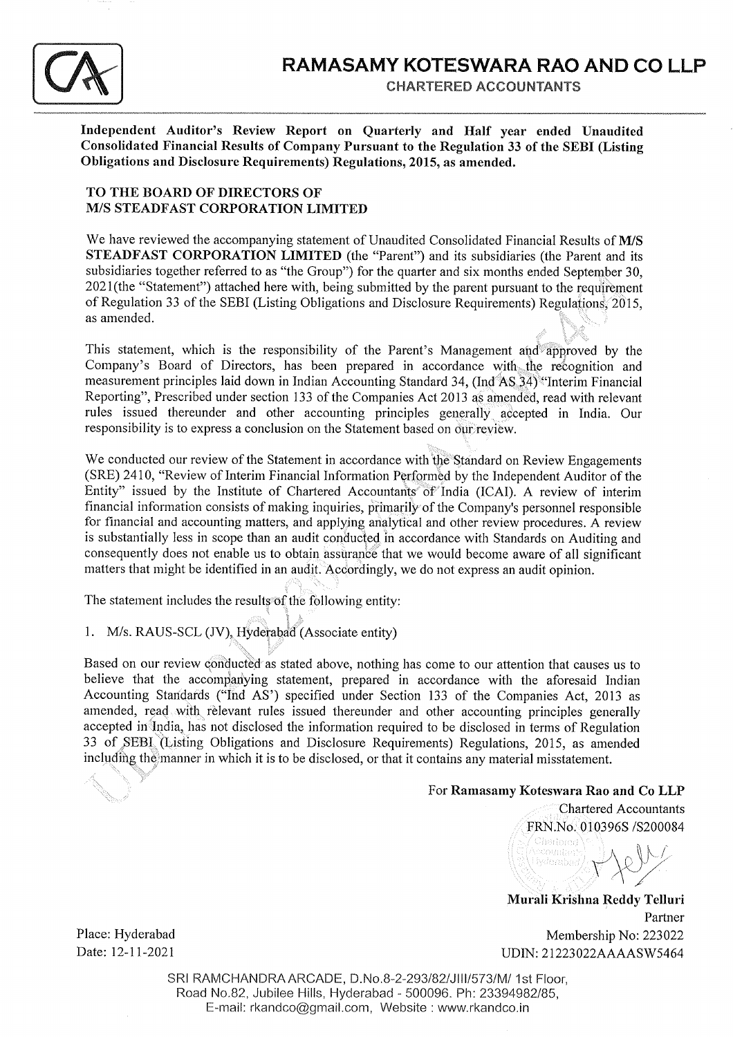# RAMASAMY KOTESWARA RAO AND CO LLP

CHARTERED ACCOUNTANTS

**Independent Auditor's Review Report on Quarterly and Half year ended Unaudited Consolidated Financial Results of Company Pursuant to the Regulation 33 of the SEBI (Listing Obligations and Disclosure Requirements) Regulations, 2015, as amended.**

**TO THE BOARD OF DIRECTORS OF**
**M/S STEADFAST CORPORATION LIMITED**

We have reviewed the accompanying statement of Unaudited Consolidated Financial Results of **M/S STEADFAST CORPORATION LIMITED** (the "Parent") and its subsidiaries (the Parent and its subsidiaries together referred to as "the Group") for the quarter and six months ended September 30, 2021(the "Statement") attached here with, being submitted by the parent pursuant to the requirement of Regulation 33 of the SEBI (Listing Obligations and Disclosure Requirements) Regulations, 2015, as amended.

This statement, which is the responsibility of the Parent's Management and approved by the Company's Board of Directors, has been prepared in accordance with the recognition and measurement principles laid down in Indian Accounting Standard 34, (Ind AS 34) "Interim Financial Reporting", Prescribed under section 133 of the Companies Act 2013 as amended, read with relevant rules issued thereunder and other accounting principles generally accepted in India. Our responsibility is to express a conclusion on the Statement based on our review.

We conducted our review of the Statement in accordance with the Standard on Review Engagements (SRE) 2410, "Review of Interim Financial Information Performed by the Independent Auditor of the Entity" issued by the Institute of Chartered Accountants of India (ICAI). A review of interim financial information consists of making inquiries, primarily of the Company's personnel responsible for financial and accounting matters, and applying analytical and other review procedures. A review is substantially less in scope than an audit conducted in accordance with Standards on Auditing and consequently does not enable us to obtain assurance that we would become aware of all significant matters that might be identified in an audit. Accordingly, we do not express an audit opinion.

The statement includes the results of the following entity:

1. M/s. RAUS-SCL (JV), Hyderabad (Associate entity)

Based on our review conducted as stated above, nothing has come to our attention that causes us to believe that the accompanying statement, prepared in accordance with the aforesaid Indian Accounting Standards ("Ind AS') specified under Section 133 of the Companies Act, 2013 as amended, read with relevant rules issued thereunder and other accounting principles generally accepted in India, has not disclosed the information required to be disclosed in terms of Regulation 33 of SEBI (Listing Obligations and Disclosure Requirements) Regulations, 2015, as amended including the manner in which it is to be disclosed, or that it contains any material misstatement.

For **Ramasamy Koteswara Rao and Co LLP**
Chartered Accountants
FRN.No. 010396S /S200084

**Murali Krishna Reddy Telluri**
Partner
Membership No: 223022
UDIN: 21223022AAAASW5464

Place: Hyderabad
Date: 12-11-2021

SRI RAMCHANDRA ARCADE, D.No.8-2-293/82/JIII/573/M/ 1st Floor, Road No.82, Jubilee Hills, Hyderabad - 500096. Ph: 23394982/85, E-mail: rkandco@gmail.com, Website : www.rkandco.in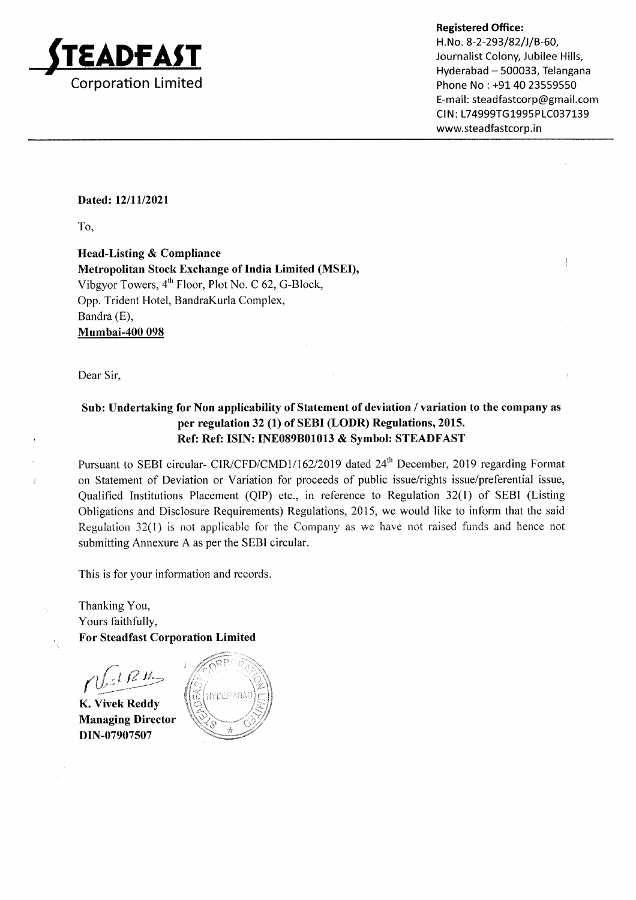**STEADFAST**
Corporation Limited

**Registered Office:**
H.No. 8-2-293/82/J/B-60,
Journalist Colony, Jubilee Hills,
Hyderabad – 500033, Telangana
Phone No : +91 40 23559550
E-mail: steadfastcorp@gmail.com
CIN: L74999TG1995PLC037139
www.steadfastcorp.in

**Dated: 12/11/2021**

To,

**Head-Listing & Compliance**
**Metropolitan Stock Exchange of India Limited (MSEI),**
Vibgyor Towers, 4th Floor, Plot No. C 62, G-Block,
Opp. Trident Hotel, BandraKurla Complex,
Bandra (E),
**Mumbai-400 098**

Dear Sir,

**Sub: Undertaking for Non applicability of Statement of deviation / variation to the company as per regulation 32 (1) of SEBI (LODR) Regulations, 2015.**
**Ref: Ref: ISIN: INE089B01013 & Symbol: STEADFAST**

Pursuant to SEBI circular- CIR/CFD/CMD1/162/2019 dated 24th December, 2019 regarding Format on Statement of Deviation or Variation for proceeds of public issue/rights issue/preferential issue, Qualified Institutions Placement (QIP) etc., in reference to Regulation 32(1) of SEBI (Listing Obligations and Disclosure Requirements) Regulations, 2015, we would like to inform that the said Regulation 32(1) is not applicable for the Company as we have not raised funds and hence not submitting Annexure A as per the SEBI circular.

This is for your information and records.

Thanking You,
Yours faithfully,
**For Steadfast Corporation Limited**

**K. Vivek Reddy**
**Managing Director**
**DIN-07907507**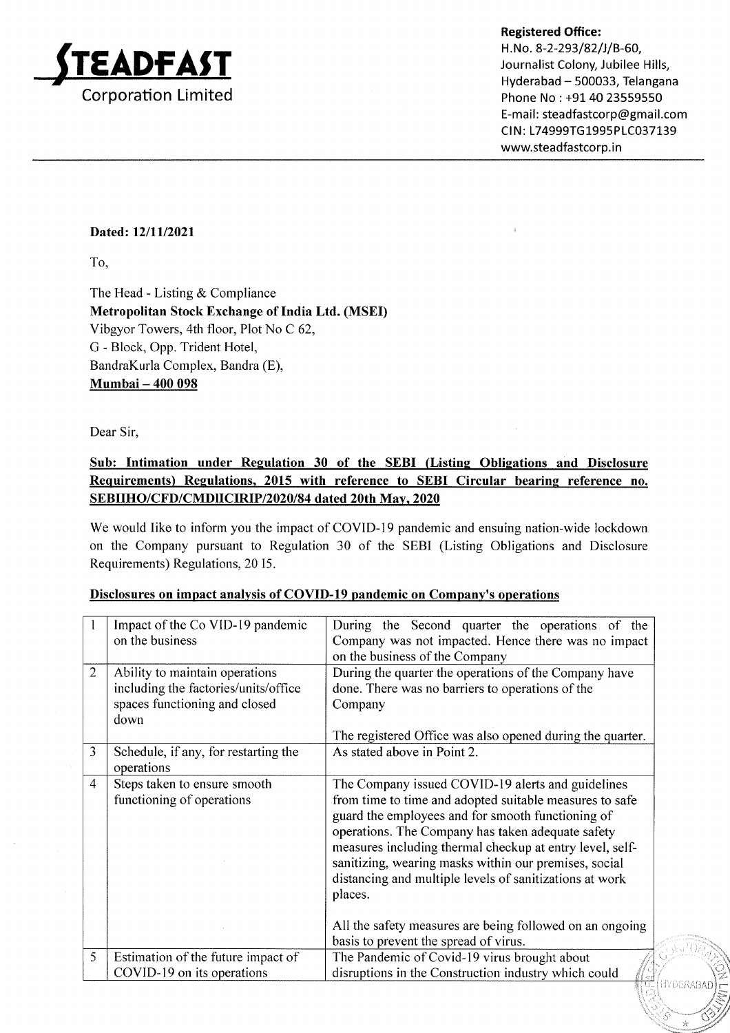**STEADFAST Corporation Limited**

**Registered Office:**
H.No. 8-2-293/82/J/B-60,
Journalist Colony, Jubilee Hills,
Hyderabad – 500033, Telangana
Phone No : +91 40 23559550
E-mail: steadfastcorp@gmail.com
CIN: L74999TG1995PLC037139
www.steadfastcorp.in

**Dated: 12/11/2021**

To,

The Head - Listing & Compliance
**Metropolitan Stock Exchange of India Ltd. (MSEI)**
Vibgyor Towers, 4th floor, Plot No C 62,
G - Block, Opp. Trident Hotel,
BandraKurla Complex, Bandra (E),
**Mumbai – 400 098**

Dear Sir,

**Sub: Intimation under Regulation 30 of the SEBI (Listing Obligations and Disclosure Requirements) Regulations, 2015 with reference to SEBI Circular bearing reference no. SEBIIHO/CFD/CMDIICIRIP/2020/84 dated 20th May, 2020**

We would like to inform you the impact of COVID-19 pandemic and ensuing nation-wide lockdown on the Company pursuant to Regulation 30 of the SEBI (Listing Obligations and Disclosure Requirements) Regulations, 20 15.

**Disclosures on impact analysis of COVID-19 pandemic on Company's operations**

| | | |
|---|---|---|
| 1 | Impact of the Co VID-19 pandemic on the business | During the Second quarter the operations of the Company was not impacted. Hence there was no impact on the business of the Company |
| 2 | Ability to maintain operations including the factories/units/office spaces functioning and closed down | During the quarter the operations of the Company have done. There was no barriers to operations of the Company<br><br>The registered Office was also opened during the quarter. |
| 3 | Schedule, if any, for restarting the operations | As stated above in Point 2. |
| 4 | Steps taken to ensure smooth functioning of operations | The Company issued COVID-19 alerts and guidelines from time to time and adopted suitable measures to safe guard the employees and for smooth functioning of operations. The Company has taken adequate safety measures including thermal checkup at entry level, self-sanitizing, wearing masks within our premises, social distancing and multiple levels of sanitizations at work places.<br><br>All the safety measures are being followed on an ongoing basis to prevent the spread of virus. |
| 5 | Estimation of the future impact of COVID-19 on its operations | The Pandemic of Covid-19 virus brought about disruptions in the Construction industry which could |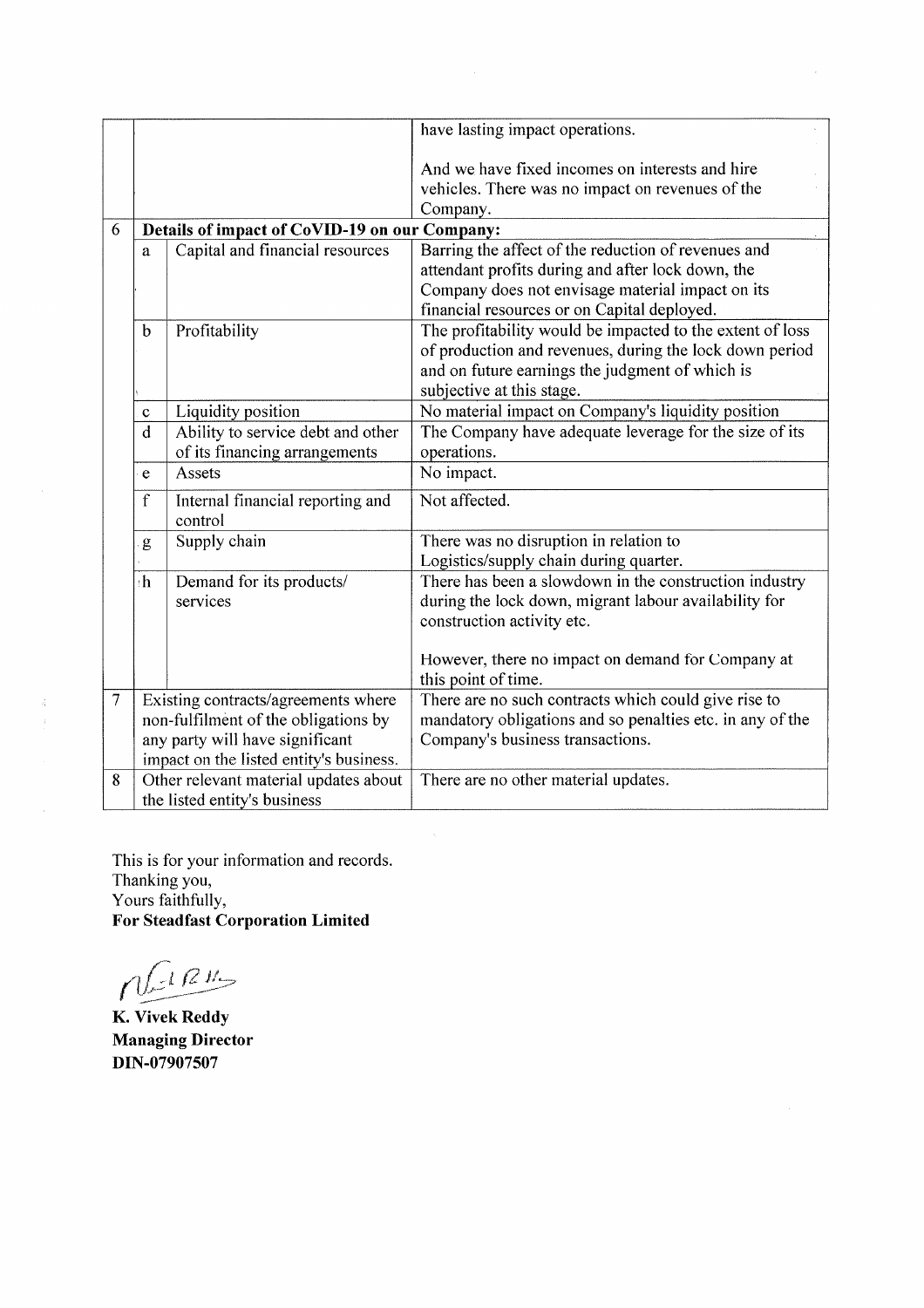| | | | |
|---|---|---|---|
| | | | have lasting impact operations.<br><br>And we have fixed incomes on interests and hire vehicles. There was no impact on revenues of the Company. |
| 6 | **Details of impact of CoVID-19 on our Company:** | | |
| | a | Capital and financial resources | Barring the affect of the reduction of revenues and attendant profits during and after lock down, the Company does not envisage material impact on its financial resources or on Capital deployed. |
| | b | Profitability | The profitability would be impacted to the extent of loss of production and revenues, during the lock down period and on future earnings the judgment of which is subjective at this stage. |
| | c | Liquidity position | No material impact on Company's liquidity position |
| | d | Ability to service debt and other of its financing arrangements | The Company have adequate leverage for the size of its operations. |
| | e | Assets | No impact. |
| | f | Internal financial reporting and control | Not affected. |
| | g | Supply chain | There was no disruption in relation to Logistics/supply chain during quarter. |
| | h | Demand for its products/ services | There has been a slowdown in the construction industry during the lock down, migrant labour availability for construction activity etc.<br><br>However, there no impact on demand for Company at this point of time. |
| 7 | Existing contracts/agreements where non-fulfilment of the obligations by any party will have significant impact on the listed entity's business. | | There are no such contracts which could give rise to mandatory obligations and so penalties etc. in any of the Company's business transactions. |
| 8 | Other relevant material updates about the listed entity's business | | There are no other material updates. |

This is for your information and records.
Thanking you,
Yours faithfully,
**For Steadfast Corporation Limited**

**K. Vivek Reddy**
**Managing Director**
**DIN-07907507**